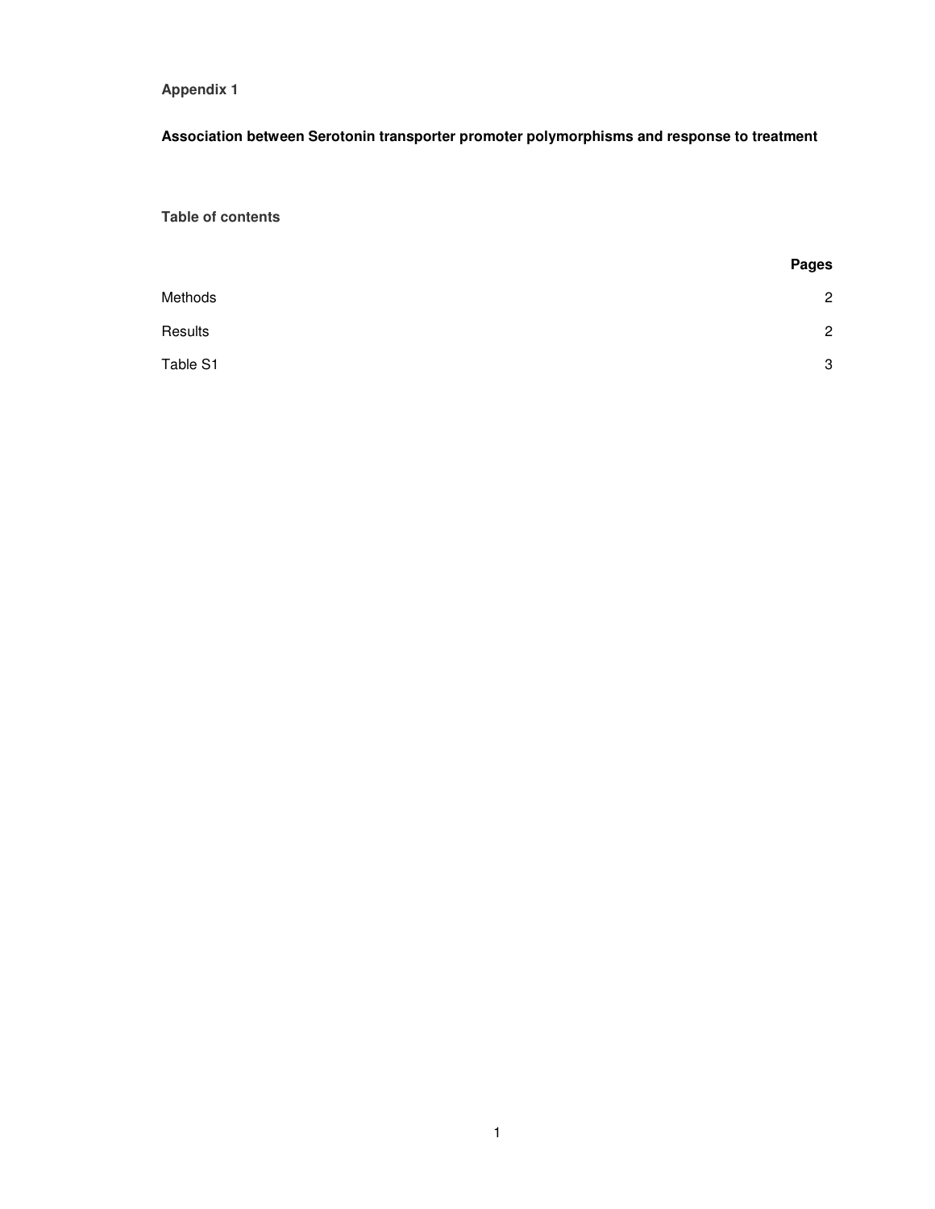**Appendix 1**

# Association between Serotonin transporter promoter polymorphisms and response to treatment

## Table of contents

| | Pages |
|---|---|
| Methods | 2 |
| Results | 2 |
| Table S1 | 3 |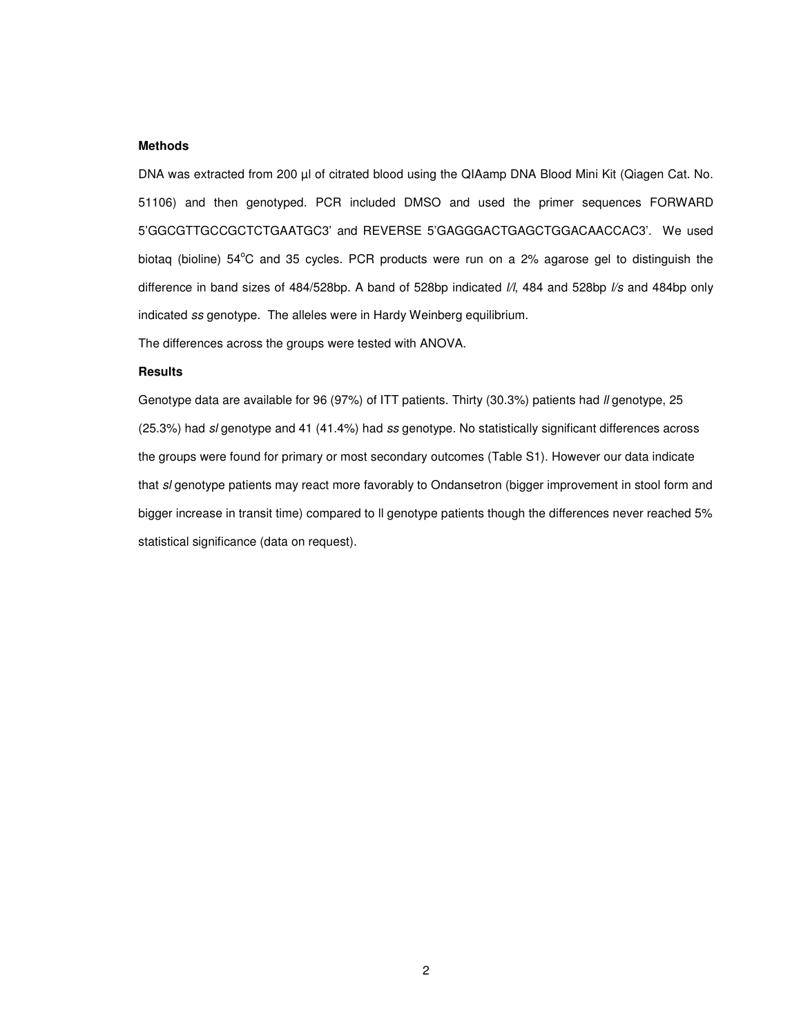**Methods**

DNA was extracted from 200 µl of citrated blood using the QIAamp DNA Blood Mini Kit (Qiagen Cat. No. 51106) and then genotyped. PCR included DMSO and used the primer sequences FORWARD 5'GGCGTTGCCGCTCTGAATGC3' and REVERSE 5'GAGGGACTGAGCTGGACAACCAC3'. We used biotaq (bioline) 54$^{o}$C and 35 cycles. PCR products were run on a 2% agarose gel to distinguish the difference in band sizes of 484/528bp. A band of 528bp indicated *l/l*, 484 and 528bp *l/s* and 484bp only indicated *ss* genotype. The alleles were in Hardy Weinberg equilibrium.

The differences across the groups were tested with ANOVA.

**Results**

Genotype data are available for 96 (97%) of ITT patients. Thirty (30.3%) patients had *ll* genotype, 25 (25.3%) had *sl* genotype and 41 (41.4%) had *ss* genotype. No statistically significant differences across the groups were found for primary or most secondary outcomes (Table S1). However our data indicate that *sl* genotype patients may react more favorably to Ondansetron (bigger improvement in stool form and bigger increase in transit time) compared to ll genotype patients though the differences never reached 5% statistical significance (data on request).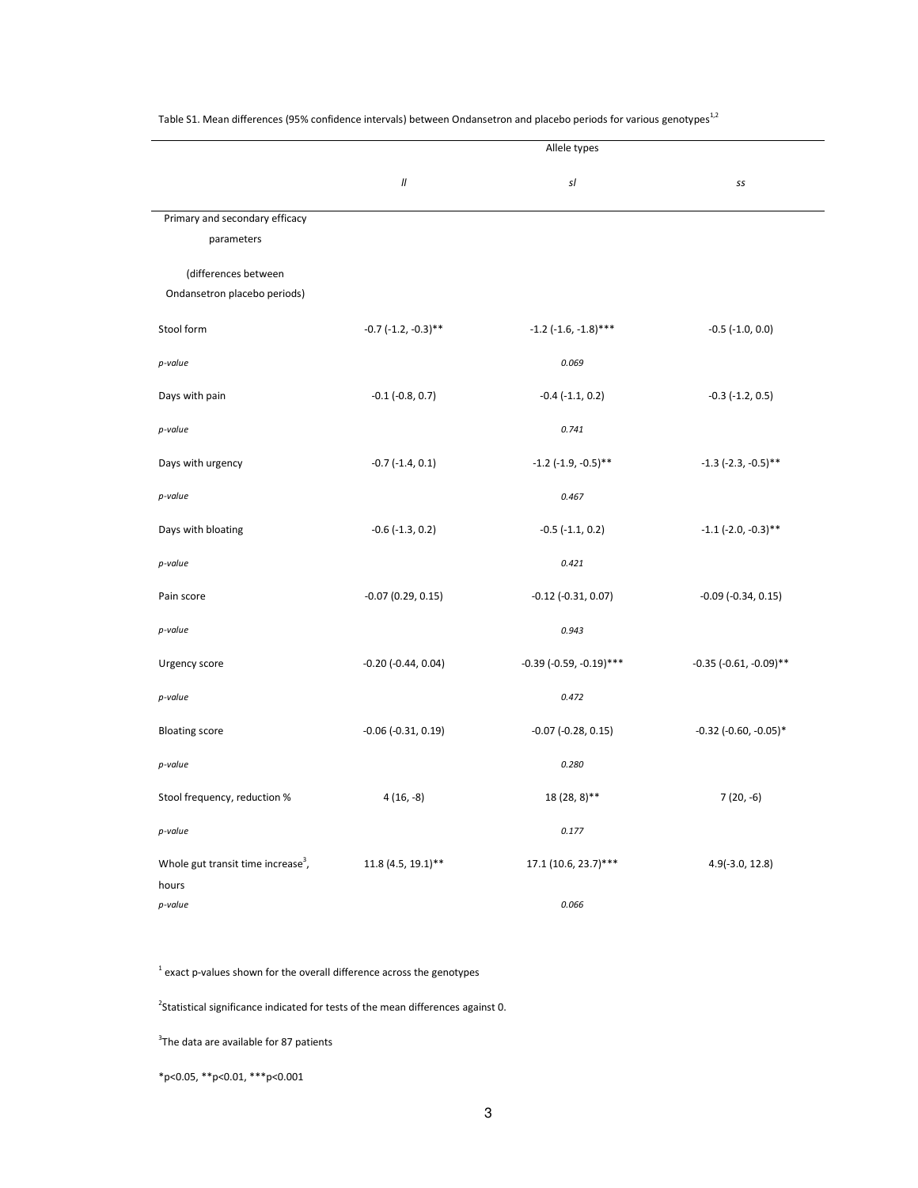Table S1. Mean differences (95% confidence intervals) between Ondansetron and placebo periods for various genotypes[1,2]

| | Allele types | | |
|---|---|---|---|
| | *ll* | *sl* | *ss* |
| Primary and secondary efficacy parameters (differences between Ondansetron placebo periods) | | | |
| Stool form | -0.7 (-1.2, -0.3)** | -1.2 (-1.6, -1.8)*** | -0.5 (-1.0, 0.0) |
| *p-value* | | *0.069* | |
| Days with pain | -0.1 (-0.8, 0.7) | -0.4 (-1.1, 0.2) | -0.3 (-1.2, 0.5) |
| *p-value* | | *0.741* | |
| Days with urgency | -0.7 (-1.4, 0.1) | -1.2 (-1.9, -0.5)** | -1.3 (-2.3, -0.5)** |
| *p-value* | | *0.467* | |
| Days with bloating | -0.6 (-1.3, 0.2) | -0.5 (-1.1, 0.2) | -1.1 (-2.0, -0.3)** |
| *p-value* | | *0.421* | |
| Pain score | -0.07 (0.29, 0.15) | -0.12 (-0.31, 0.07) | -0.09 (-0.34, 0.15) |
| *p-value* | | *0.943* | |
| Urgency score | -0.20 (-0.44, 0.04) | -0.39 (-0.59, -0.19)*** | -0.35 (-0.61, -0.09)** |
| *p-value* | | *0.472* | |
| Bloating score | -0.06 (-0.31, 0.19) | -0.07 (-0.28, 0.15) | -0.32 (-0.60, -0.05)* |
| *p-value* | | *0.280* | |
| Stool frequency, reduction % | 4 (16, -8) | 18 (28, 8)** | 7 (20, -6) |
| *p-value* | | *0.177* | |
| Whole gut transit time increase[3], hours | 11.8 (4.5, 19.1)** | 17.1 (10.6, 23.7)*** | 4.9(-3.0, 12.8) |
| *p-value* | | *0.066* | |

[1] exact p-values shown for the overall difference across the genotypes

[2] Statistical significance indicated for tests of the mean differences against 0.

[3] The data are available for 87 patients

*p<0.05, **p<0.01, ***p<0.001